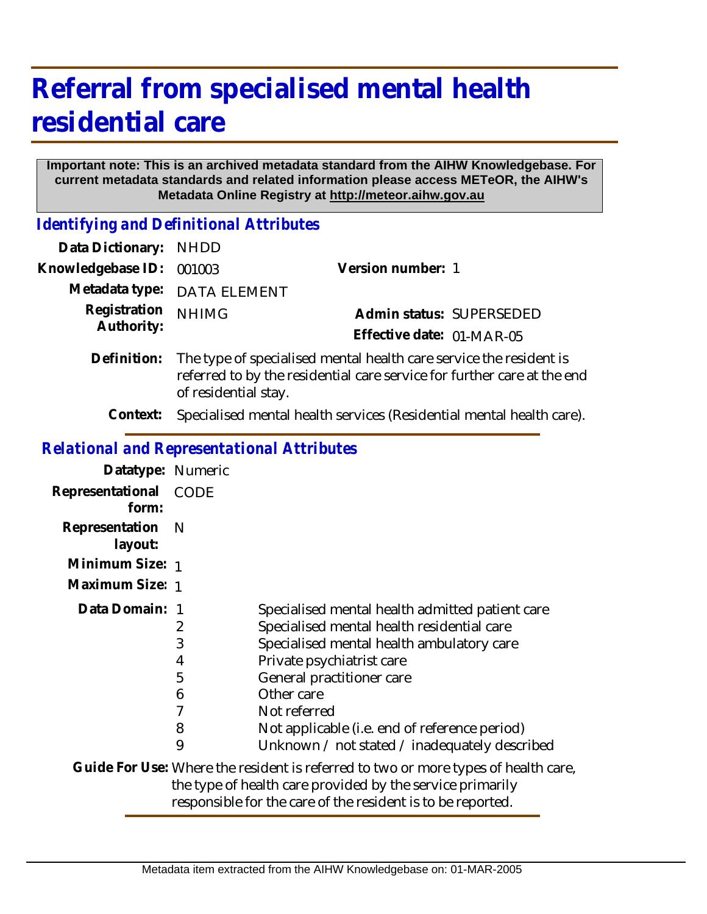# Referral from specialised mental health residential care

**Important note: This is an archived metadata standard from the AIHW Knowledgebase. For current metadata standards and related information please access METeOR, the AIHW's Metadata Online Registry at http://meteor.aihw.gov.au**

## *Identifying and Definitional Attributes*

**Data Dictionary:** NHDD

**Knowledgebase ID:** 001003 **Version number:** 1

**Metadata type:** DATA ELEMENT

**Registration Authority:** NHIMG **Admin status:** SUPERSEDED

**Effective date:** 01-MAR-05

**Definition:** The type of specialised mental health care service the resident is referred to by the residential care service for further care at the end of residential stay.

**Context:** Specialised mental health services (Residential mental health care).

## *Relational and Representational Attributes*

**Datatype:** Numeric

**Representational form:** CODE

**Representation layout:** N

**Minimum Size:** 1

**Maximum Size:** 1

**Data Domain:**

| Code | Description |
| --- | --- |
| 1 | Specialised mental health admitted patient care |
| 2 | Specialised mental health residential care |
| 3 | Specialised mental health ambulatory care |
| 4 | Private psychiatrist care |
| 5 | General practitioner care |
| 6 | Other care |
| 7 | Not referred |
| 8 | Not applicable (i.e. end of reference period) |
| 9 | Unknown / not stated / inadequately described |

**Guide For Use:** Where the resident is referred to two or more types of health care, the type of health care provided by the service primarily responsible for the care of the resident is to be reported.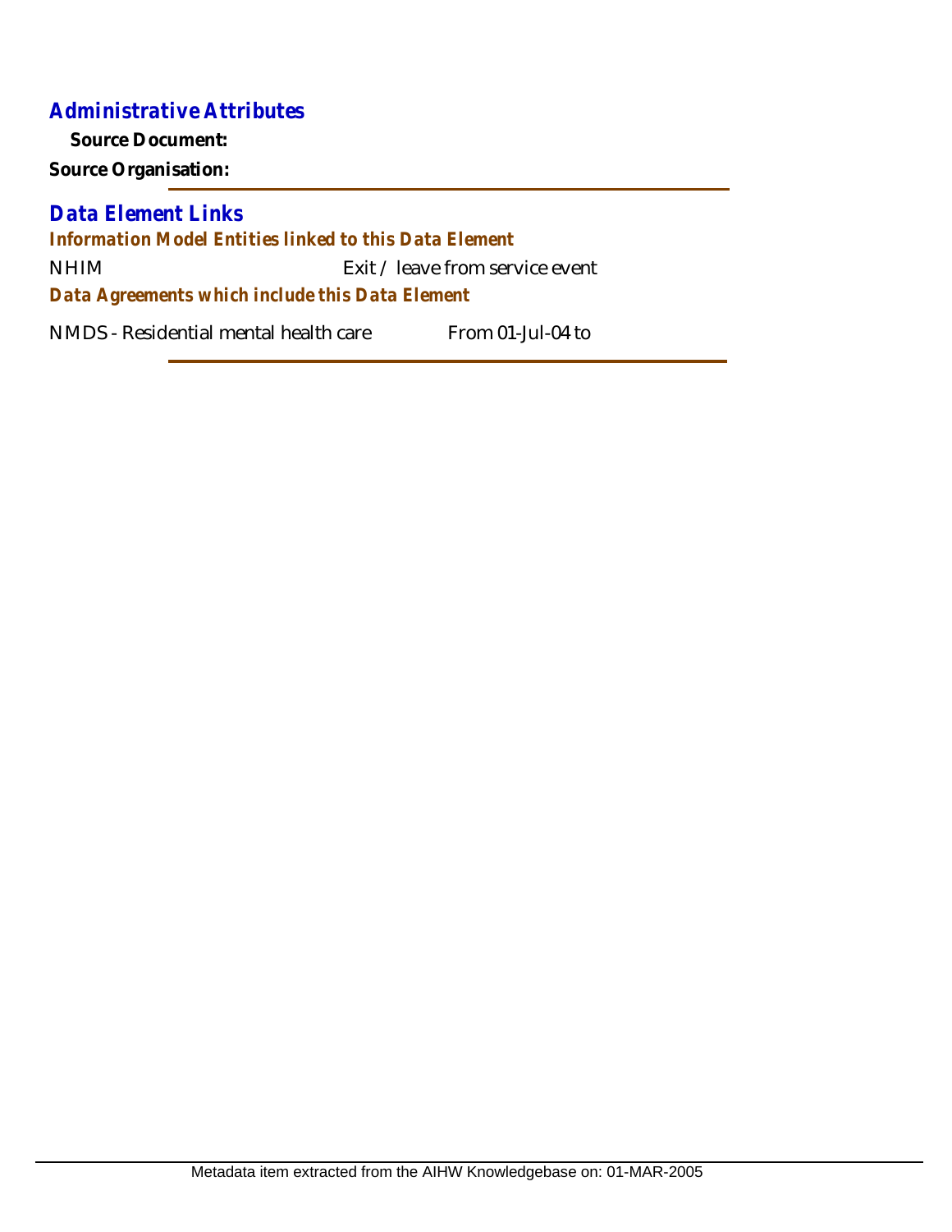## Administrative Attributes

**Source Document:**

**Source Organisation:**

## Data Element Links

### *Information Model Entities linked to this Data Element*

| | |
|---|---|
| NHIM | Exit / leave from service event |

### *Data Agreements which include this Data Element*

| | |
|---|---|
| NMDS - Residential mental health care | From 01-Jul-04 to |

Metadata item extracted from the AIHW Knowledgebase on: 01-MAR-2005